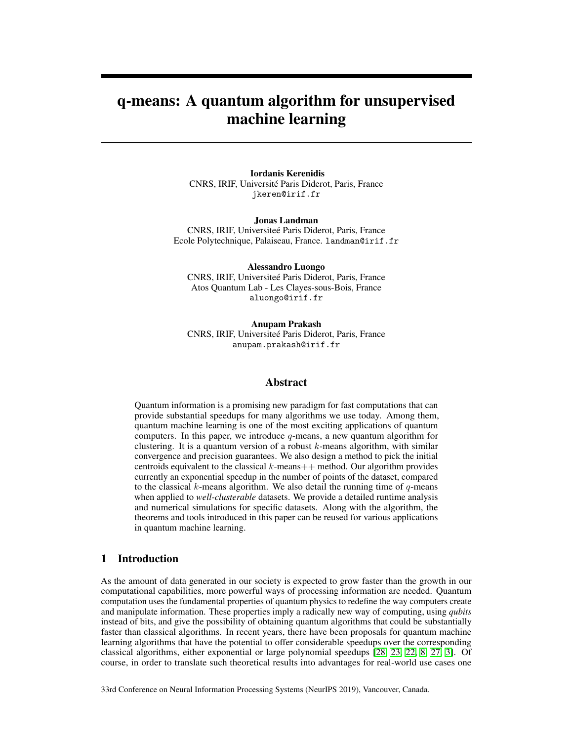# q-means: A quantum algorithm for unsupervised machine learning

**Iordanis Kerenidis**
CNRS, IRIF, Université Paris Diderot, Paris, France
jkeren@irif.fr

**Jonas Landman**
CNRS, IRIF, Universiteé Paris Diderot, Paris, France
Ecole Polytechnique, Palaiseau, France. landman@irif.fr

**Alessandro Luongo**
CNRS, IRIF, Universiteé Paris Diderot, Paris, France
Atos Quantum Lab - Les Clayes-sous-Bois, France
aluongo@irif.fr

**Anupam Prakash**
CNRS, IRIF, Universiteé Paris Diderot, Paris, France
anupam.prakash@irif.fr

## Abstract

Quantum information is a promising new paradigm for fast computations that can provide substantial speedups for many algorithms we use today. Among them, quantum machine learning is one of the most exciting applications of quantum computers. In this paper, we introduce $q$-means, a new quantum algorithm for clustering. It is a quantum version of a robust $k$-means algorithm, with similar convergence and precision guarantees. We also design a method to pick the initial centroids equivalent to the classical $k$-means++ method. Our algorithm provides currently an exponential speedup in the number of points of the dataset, compared to the classical $k$-means algorithm. We also detail the running time of $q$-means when applied to *well-clusterable* datasets. We provide a detailed runtime analysis and numerical simulations for specific datasets. Along with the algorithm, the theorems and tools introduced in this paper can be reused for various applications in quantum machine learning.

## 1 Introduction

As the amount of data generated in our society is expected to grow faster than the growth in our computational capabilities, more powerful ways of processing information are needed. Quantum computation uses the fundamental properties of quantum physics to redefine the way computers create and manipulate information. These properties imply a radically new way of computing, using *qubits* instead of bits, and give the possibility of obtaining quantum algorithms that could be substantially faster than classical algorithms. In recent years, there have been proposals for quantum machine learning algorithms that have the potential to offer considerable speedups over the corresponding classical algorithms, either exponential or large polynomial speedups [28, 23, 22, 8, 27, 3]. Of course, in order to translate such theoretical results into advantages for real-world use cases one

33rd Conference on Neural Information Processing Systems (NeurIPS 2019), Vancouver, Canada.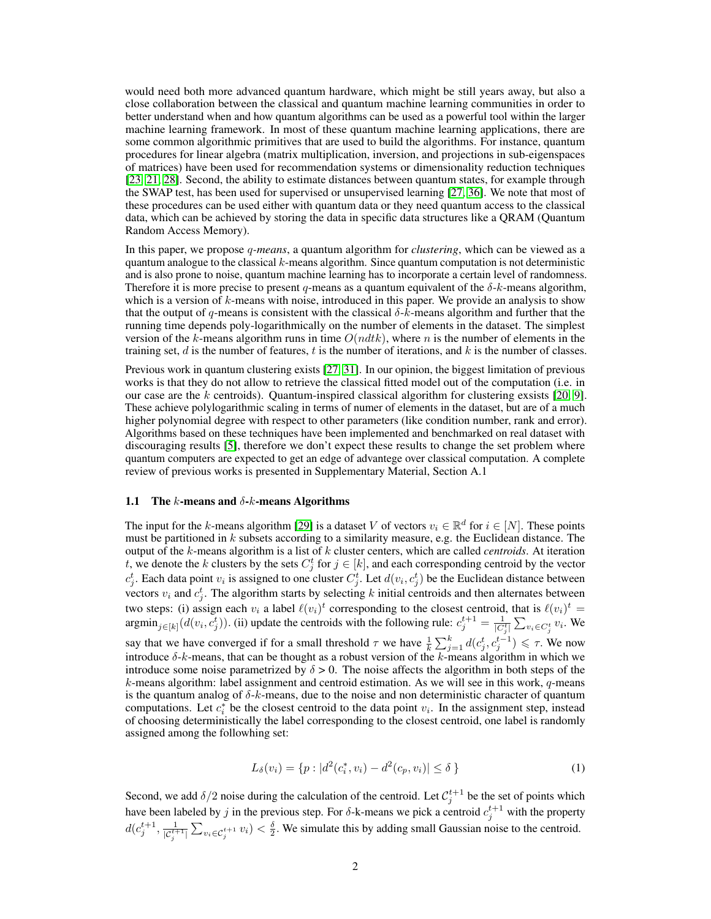would need both more advanced quantum hardware, which might be still years away, but also a close collaboration between the classical and quantum machine learning communities in order to better understand when and how quantum algorithms can be used as a powerful tool within the larger machine learning framework. In most of these quantum machine learning applications, there are some common algorithmic primitives that are used to build the algorithms. For instance, quantum procedures for linear algebra (matrix multiplication, inversion, and projections in sub-eigenspaces of matrices) have been used for recommendation systems or dimensionality reduction techniques [23, 21, 28]. Second, the ability to estimate distances between quantum states, for example through the SWAP test, has been used for supervised or unsupervised learning [27, 36]. We note that most of these procedures can be used either with quantum data or they need quantum access to the classical data, which can be achieved by storing the data in specific data structures like a QRAM (Quantum Random Access Memory).

In this paper, we propose *q-means*, a quantum algorithm for *clustering*, which can be viewed as a quantum analogue to the classical $k$-means algorithm. Since quantum computation is not deterministic and is also prone to noise, quantum machine learning has to incorporate a certain level of randomness. Therefore it is more precise to present $q$-means as a quantum equivalent of the $\delta$-$k$-means algorithm, which is a version of $k$-means with noise, introduced in this paper. We provide an analysis to show that the output of $q$-means is consistent with the classical $\delta$-$k$-means algorithm and further that the running time depends poly-logarithmically on the number of elements in the dataset. The simplest version of the $k$-means algorithm runs in time $O(ndtk)$, where $n$ is the number of elements in the training set, $d$ is the number of features, $t$ is the number of iterations, and $k$ is the number of classes.

Previous work in quantum clustering exists [27, 31]. In our opinion, the biggest limitation of previous works is that they do not allow to retrieve the classical fitted model out of the computation (i.e. in our case are the $k$ centroids). Quantum-inspired classical algorithm for clustering exsists [20, 9]. These achieve polylogarithmic scaling in terms of numer of elements in the dataset, but are of a much higher polynomial degree with respect to other parameters (like condition number, rank and error). Algorithms based on these techniques have been implemented and benchmarked on real dataset with discouraging results [5], therefore we don't expect these results to change the set problem where quantum computers are expected to get an edge of advantege over classical computation. A complete review of previous works is presented in Supplementary Material, Section A.1

### 1.1 The $k$-means and $\delta$-$k$-means Algorithms

The input for the $k$-means algorithm [29] is a dataset $V$ of vectors $v_i \in \mathbb{R}^d$ for $i \in [N]$. These points must be partitioned in $k$ subsets according to a similarity measure, e.g. the Euclidean distance. The output of the $k$-means algorithm is a list of $k$ cluster centers, which are called *centroids*. At iteration $t$, we denote the $k$ clusters by the sets $C_j^t$ for $j \in [k]$, and each corresponding centroid by the vector $c_j^t$. Each data point $v_i$ is assigned to one cluster $C_j^t$. Let $d(v_i, c_j^t)$ be the Euclidean distance between vectors $v_i$ and $c_j^t$. The algorithm starts by selecting $k$ initial centroids and then alternates between two steps: (i) assign each $v_i$ a label $\ell(v_i)^t$ corresponding to the closest centroid, that is $\ell(v_i)^t = \text{argmin}_{j\in[k]}(d(v_i, c_j^t))$. (ii) update the centroids with the following rule: $c_j^{t+1} = \frac{1}{|C_j^t|}\sum_{v_i \in C_j^t} v_i$. We say that we have converged if for a small threshold $\tau$ we have $\frac{1}{k}\sum_{j=1}^{k} d(c_j^t, c_j^{t-1}) \leqslant \tau$. We now introduce $\delta$-$k$-means, that can be thought as a robust version of the $k$-means algorithm in which we introduce some noise parametrized by $\delta > 0$. The noise affects the algorithm in both steps of the $k$-means algorithm: label assignment and centroid estimation. As we will see in this work, $q$-means is the quantum analog of $\delta$-$k$-means, due to the noise and non deterministic character of quantum computations. Let $c_i^*$ be the closest centroid to the data point $v_i$. In the assignment step, instead of choosing deterministically the label corresponding to the closest centroid, one label is randomly assigned among the followhing set:

$$L_\delta(v_i) = \{p : |d^2(c_i^*, v_i) - d^2(c_p, v_i)| \leq \delta \, \} \tag{1}$$

Second, we add $\delta/2$ noise during the calculation of the centroid. Let $\mathcal{C}_j^{t+1}$ be the set of points which have been labeled by $j$ in the previous step. For $\delta$-k-means we pick a centroid $c_j^{t+1}$ with the property $d(c_j^{t+1}, \frac{1}{|\mathcal{C}_j^{t+1}|}\sum_{v_i \in \mathcal{C}_j^{t+1}} v_i) < \frac{\delta}{2}$. We simulate this by adding small Gaussian noise to the centroid.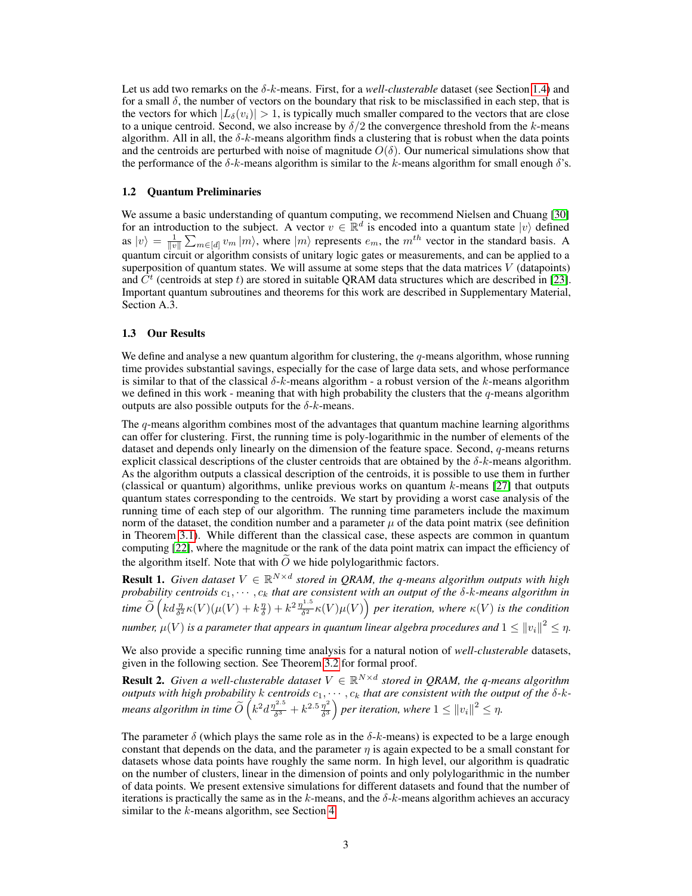Let us add two remarks on the $\delta$-$k$-means. First, for a *well-clusterable* dataset (see Section 1.4) and for a small $\delta$, the number of vectors on the boundary that risk to be misclassified in each step, that is the vectors for which $|L_\delta(v_i)| > 1$, is typically much smaller compared to the vectors that are close to a unique centroid. Second, we also increase by $\delta/2$ the convergence threshold from the $k$-means algorithm. All in all, the $\delta$-$k$-means algorithm finds a clustering that is robust when the data points and the centroids are perturbed with noise of magnitude $O(\delta)$. Our numerical simulations show that the performance of the $\delta$-$k$-means algorithm is similar to the $k$-means algorithm for small enough $\delta$'s.

### 1.2 Quantum Preliminaries

We assume a basic understanding of quantum computing, we recommend Nielsen and Chuang [30] for an introduction to the subject. A vector $v \in \mathbb{R}^d$ is encoded into a quantum state $|v\rangle$ defined as $|v\rangle = \frac{1}{\|v\|}\sum_{m\in[d]} v_m |m\rangle$, where $|m\rangle$ represents $e_m$, the $m^{th}$ vector in the standard basis. A quantum circuit or algorithm consists of unitary logic gates or measurements, and can be applied to a superposition of quantum states. We will assume at some steps that the data matrices $V$ (datapoints) and $C^t$ (centroids at step $t$) are stored in suitable QRAM data structures which are described in [23]. Important quantum subroutines and theorems for this work are described in Supplementary Material, Section A.3.

### 1.3 Our Results

We define and analyse a new quantum algorithm for clustering, the $q$-means algorithm, whose running time provides substantial savings, especially for the case of large data sets, and whose performance is similar to that of the classical $\delta$-$k$-means algorithm - a robust version of the $k$-means algorithm we defined in this work - meaning that with high probability the clusters that the $q$-means algorithm outputs are also possible outputs for the $\delta$-$k$-means.

The $q$-means algorithm combines most of the advantages that quantum machine learning algorithms can offer for clustering. First, the running time is poly-logarithmic in the number of elements of the dataset and depends only linearly on the dimension of the feature space. Second, $q$-means returns explicit classical descriptions of the cluster centroids that are obtained by the $\delta$-$k$-means algorithm. As the algorithm outputs a classical description of the centroids, it is possible to use them in further (classical or quantum) algorithms, unlike previous works on quantum $k$-means [27] that outputs quantum states corresponding to the centroids. We start by providing a worst case analysis of the running time of each step of our algorithm. The running time parameters include the maximum norm of the dataset, the condition number and a parameter $\mu$ of the data point matrix (see definition in Theorem 3.1). While different than the classical case, these aspects are common in quantum computing [22], where the magnitude or the rank of the data point matrix can impact the efficiency of the algorithm itself. Note that with $\widetilde{O}$ we hide polylogarithmic factors.

**Result 1.** *Given dataset $V \in \mathbb{R}^{N\times d}$ stored in QRAM, the q-means algorithm outputs with high probability centroids $c_1, \cdots, c_k$ that are consistent with an output of the $\delta$-$k$-means algorithm in time $\widetilde{O}\left(kd\frac{\eta}{\delta^2}\kappa(V)(\mu(V) + k\frac{\eta}{\delta}) + k^2\frac{\eta^{1.5}}{\delta^2}\kappa(V)\mu(V)\right)$ per iteration, where $\kappa(V)$ is the condition number, $\mu(V)$ is a parameter that appears in quantum linear algebra procedures and $1 \leq \|v_i\|^2 \leq \eta$.*

We also provide a specific running time analysis for a natural notion of *well-clusterable* datasets, given in the following section. See Theorem 3.2 for formal proof.

**Result 2.** *Given a well-clusterable dataset $V \in \mathbb{R}^{N\times d}$ stored in QRAM, the q-means algorithm outputs with high probability $k$ centroids $c_1, \cdots, c_k$ that are consistent with the output of the $\delta$-$k$-means algorithm in time $\widetilde{O}\left(k^2 d\frac{\eta^{2.5}}{\delta^3} + k^{2.5}\frac{\eta^2}{\delta^3}\right)$ per iteration, where $1 \leq \|v_i\|^2 \leq \eta$.*

The parameter $\delta$ (which plays the same role as in the $\delta$-$k$-means) is expected to be a large enough constant that depends on the data, and the parameter $\eta$ is again expected to be a small constant for datasets whose data points have roughly the same norm. In high level, our algorithm is quadratic on the number of clusters, linear in the dimension of data points and only polylogarithmic in the number of data points. We present extensive simulations for different datasets and found that the number of iterations is practically the same as in the $k$-means, and the $\delta$-$k$-means algorithm achieves an accuracy similar to the $k$-means algorithm, see Section 4.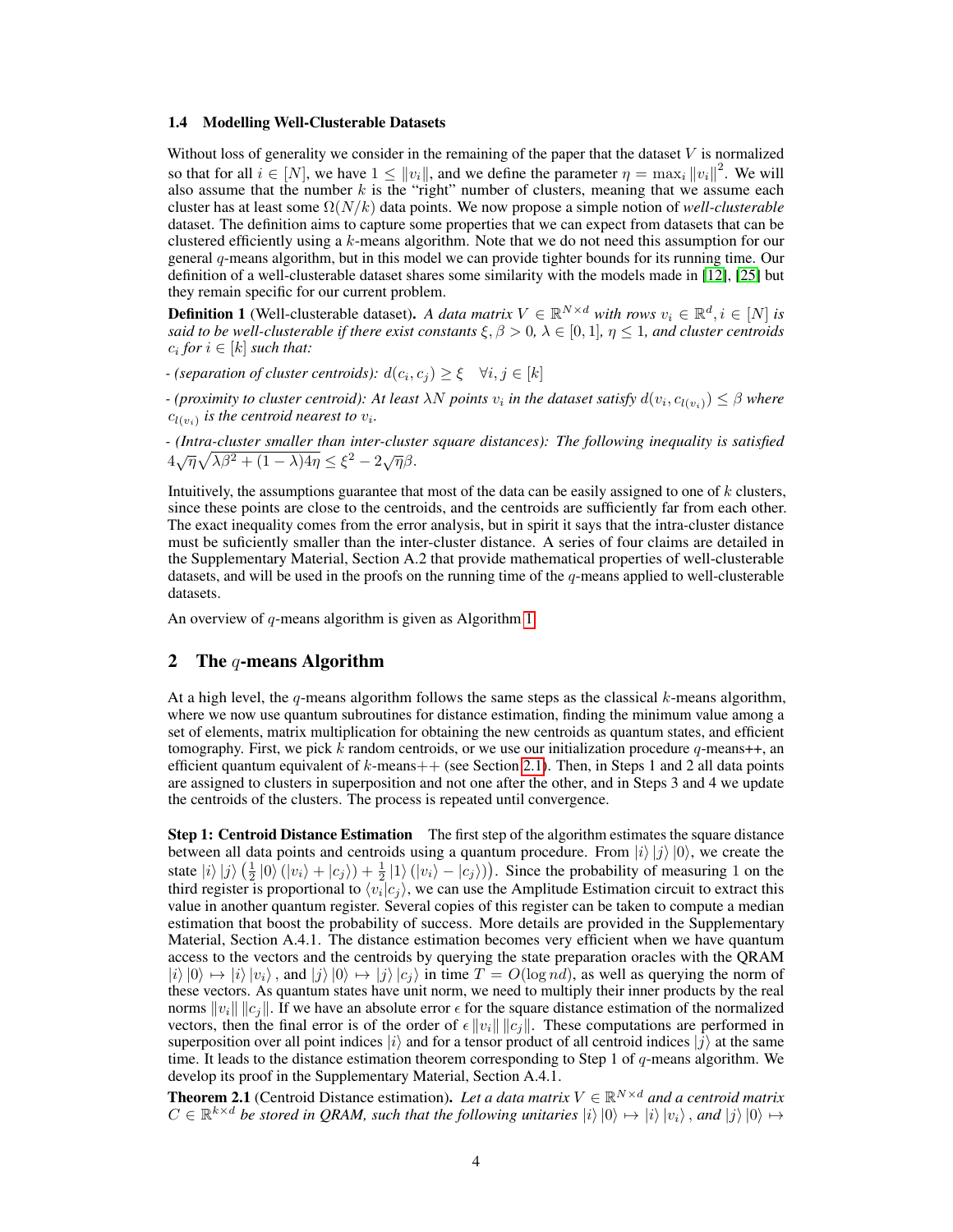### 1.4 Modelling Well-Clusterable Datasets

Without loss of generality we consider in the remaining of the paper that the dataset $V$ is normalized so that for all $i \in [N]$, we have $1 \leq \|v_i\|$, and we define the parameter $\eta = \max_i \|v_i\|^2$. We will also assume that the number $k$ is the "right" number of clusters, meaning that we assume each cluster has at least some $\Omega(N/k)$ data points. We now propose a simple notion of *well-clusterable* dataset. The definition aims to capture some properties that we can expect from datasets that can be clustered efficiently using a $k$-means algorithm. Note that we do not need this assumption for our general $q$-means algorithm, but in this model we can provide tighter bounds for its running time. Our definition of a well-clusterable dataset shares some similarity with the models made in [12], [25] but they remain specific for our current problem.

**Definition 1** (Well-clusterable dataset). *A data matrix $V \in \mathbb{R}^{N \times d}$ with rows $v_i \in \mathbb{R}^d, i \in [N]$ is said to be well-clusterable if there exist constants $\xi, \beta > 0$, $\lambda \in [0,1]$, $\eta \leq 1$, and cluster centroids $c_i$ for $i \in [k]$ such that:*

*- (separation of cluster centroids): $d(c_i, c_j) \geq \xi \quad \forall i, j \in [k]$*

*- (proximity to cluster centroid): At least $\lambda N$ points $v_i$ in the dataset satisfy $d(v_i, c_{l(v_i)}) \leq \beta$ where $c_{l(v_i)}$ is the centroid nearest to $v_i$.*

*- (Intra-cluster smaller than inter-cluster square distances): The following inequality is satisfied $4\sqrt{\eta}\sqrt{\lambda\beta^2 + (1-\lambda)4\eta} \leq \xi^2 - 2\sqrt{\eta}\beta$.*

Intuitively, the assumptions guarantee that most of the data can be easily assigned to one of $k$ clusters, since these points are close to the centroids, and the centroids are sufficiently far from each other. The exact inequality comes from the error analysis, but in spirit it says that the intra-cluster distance must be suficiently smaller than the inter-cluster distance. A series of four claims are detailed in the Supplementary Material, Section A.2 that provide mathematical properties of well-clusterable datasets, and will be used in the proofs on the running time of the $q$-means applied to well-clusterable datasets.

An overview of $q$-means algorithm is given as Algorithm 1.

## 2 The $q$-means Algorithm

At a high level, the $q$-means algorithm follows the same steps as the classical $k$-means algorithm, where we now use quantum subroutines for distance estimation, finding the minimum value among a set of elements, matrix multiplication for obtaining the new centroids as quantum states, and efficient tomography. First, we pick $k$ random centroids, or we use our initialization procedure $q$-means++, an efficient quantum equivalent of $k$-means++ (see Section 2.1). Then, in Steps 1 and 2 all data points are assigned to clusters in superposition and not one after the other, and in Steps 3 and 4 we update the centroids of the clusters. The process is repeated until convergence.

**Step 1: Centroid Distance Estimation** The first step of the algorithm estimates the square distance between all data points and centroids using a quantum procedure. From $|i\rangle|j\rangle|0\rangle$, we create the state $|i\rangle|j\rangle\left(\frac{1}{2}|0\rangle(|v_i\rangle + |c_j\rangle) + \frac{1}{2}|1\rangle(|v_i\rangle - |c_j\rangle)\right)$. Since the probability of measuring 1 on the third register is proportional to $\langle v_i | c_j \rangle$, we can use the Amplitude Estimation circuit to extract this value in another quantum register. Several copies of this register can be taken to compute a median estimation that boost the probability of success. More details are provided in the Supplementary Material, Section A.4.1. The distance estimation becomes very efficient when we have quantum access to the vectors and the centroids by querying the state preparation oracles with the QRAM $|i\rangle|0\rangle \mapsto |i\rangle|v_i\rangle$, and $|j\rangle|0\rangle \mapsto |j\rangle|c_j\rangle$ in time $T = O(\log nd)$, as well as querying the norm of these vectors. As quantum states have unit norm, we need to multiply their inner products by the real norms $\|v_i\|\|c_j\|$. If we have an absolute error $\epsilon$ for the square distance estimation of the normalized vectors, then the final error is of the order of $\epsilon\|v_i\|\|c_j\|$. These computations are performed in superposition over all point indices $|i\rangle$ and for a tensor product of all centroid indices $|j\rangle$ at the same time. It leads to the distance estimation theorem corresponding to Step 1 of $q$-means algorithm. We develop its proof in the Supplementary Material, Section A.4.1.

**Theorem 2.1** (Centroid Distance estimation). *Let a data matrix $V \in \mathbb{R}^{N \times d}$ and a centroid matrix $C \in \mathbb{R}^{k \times d}$ be stored in QRAM, such that the following unitaries $|i\rangle|0\rangle \mapsto |i\rangle|v_i\rangle$, and $|j\rangle|0\rangle \mapsto$*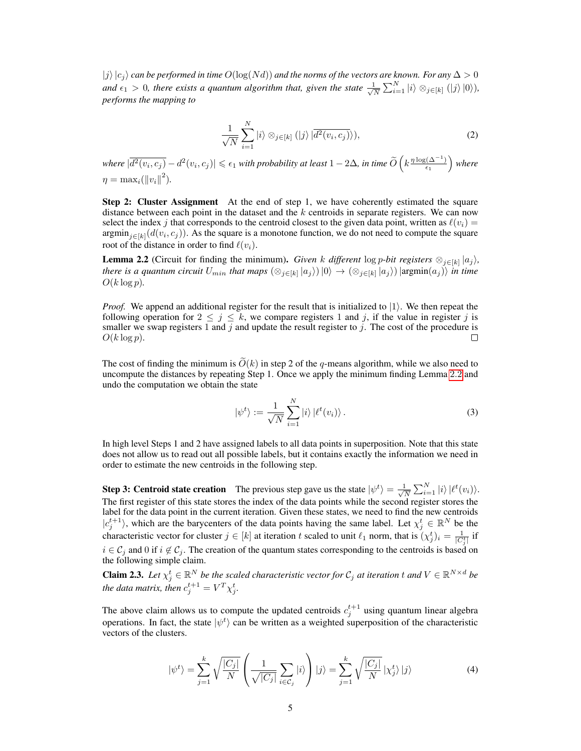$|j\rangle |c_j\rangle$ *can be performed in time* $O(\log(Nd))$ *and the norms of the vectors are known. For any* $\Delta > 0$ *and* $\epsilon_1 > 0$*, there exists a quantum algorithm that, given the state* $\frac{1}{\sqrt{N}} \sum_{i=1}^{N} |i\rangle \otimes_{j\in[k]} (|j\rangle |0\rangle)$*, performs the mapping to*

$$\frac{1}{\sqrt{N}} \sum_{i=1}^{N} |i\rangle \otimes_{j\in[k]} (|j\rangle |\overline{d^2(v_i, c_j)}\rangle), \tag{2}$$

*where* $|\overline{d^2(v_i, c_j)} - d^2(v_i, c_j)| \leqslant \epsilon_1$ *with probability at least* $1 - 2\Delta$*, in time* $\widetilde{O}\left(k \frac{\eta \log(\Delta^{-1})}{\epsilon_1}\right)$ *where* $\eta = \max_i(\|v_i\|^2)$*.*

**Step 2: Cluster Assignment** At the end of step 1, we have coherently estimated the square distance between each point in the dataset and the $k$ centroids in separate registers. We can now select the index $j$ that corresponds to the centroid closest to the given data point, written as $\ell(v_i) = \text{argmin}_{j\in[k]}(d(v_i, c_j))$. As the square is a monotone function, we do not need to compute the square root of the distance in order to find $\ell(v_i)$.

**Lemma 2.2** (Circuit for finding the minimum)**.** *Given $k$ different* $\log p$*-bit registers* $\otimes_{j\in[k]} |a_j\rangle$*, there is a quantum circuit* $U_{min}$ *that maps* $(\otimes_{j\in[k]} |a_j\rangle) |0\rangle \rightarrow (\otimes_{j\in[k]} |a_j\rangle) |\text{argmin}(a_j)\rangle$ *in time* $O(k \log p)$*.*

*Proof.* We append an additional register for the result that is initialized to $|1\rangle$. We then repeat the following operation for $2 \leq j \leq k$, we compare registers 1 and $j$, if the value in register $j$ is smaller we swap registers 1 and $j$ and update the result register to $j$. The cost of the procedure is $O(k \log p)$. □

The cost of finding the minimum is $\widetilde{O}(k)$ in step 2 of the $q$-means algorithm, while we also need to uncompute the distances by repeating Step 1. Once we apply the minimum finding Lemma 2.2 and undo the computation we obtain the state

$$|\psi^t\rangle := \frac{1}{\sqrt{N}} \sum_{i=1}^{N} |i\rangle |\ell^t(v_i)\rangle. \tag{3}$$

In high level Steps 1 and 2 have assigned labels to all data points in superposition. Note that this state does not allow us to read out all possible labels, but it contains exactly the information we need in order to estimate the new centroids in the following step.

**Step 3: Centroid state creation** The previous step gave us the state $|\psi^t\rangle = \frac{1}{\sqrt{N}} \sum_{i=1}^{N} |i\rangle |\ell^t(v_i)\rangle$. The first register of this state stores the index of the data points while the second register stores the label for the data point in the current iteration. Given these states, we need to find the new centroids $|c_j^{t+1}\rangle$, which are the barycenters of the data points having the same label. Let $\chi_j^t \in \mathbb{R}^N$ be the characteristic vector for cluster $j \in [k]$ at iteration $t$ scaled to unit $\ell_1$ norm, that is $(\chi_j^t)_i = \frac{1}{|C_j^t|}$ if $i \in \mathcal{C}_j$ and 0 if $i \notin \mathcal{C}_j$. The creation of the quantum states corresponding to the centroids is based on the following simple claim.

**Claim 2.3.** *Let* $\chi_j^t \in \mathbb{R}^N$ *be the scaled characteristic vector for* $\mathcal{C}_j$ *at iteration* $t$ *and* $V \in \mathbb{R}^{N\times d}$ *be the data matrix, then* $c_j^{t+1} = V^T \chi_j^t$*.*

The above claim allows us to compute the updated centroids $c_j^{t+1}$ using quantum linear algebra operations. In fact, the state $|\psi^t\rangle$ can be written as a weighted superposition of the characteristic vectors of the clusters.

$$|\psi^t\rangle = \sum_{j=1}^{k} \sqrt{\frac{|C_j|}{N}} \left( \frac{1}{\sqrt{|C_j|}} \sum_{i\in\mathcal{C}_j} |i\rangle \right) |j\rangle = \sum_{j=1}^{k} \sqrt{\frac{|C_j|}{N}} |\chi_j^t\rangle |j\rangle \tag{4}$$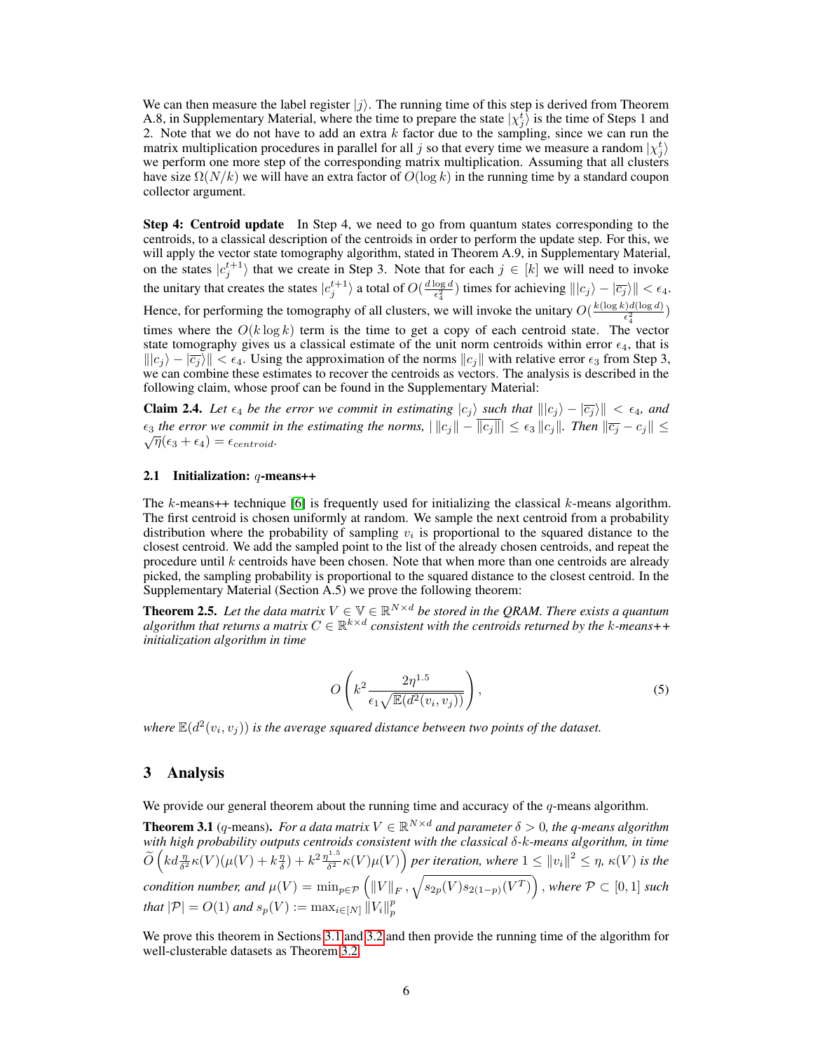We can then measure the label register $|j\rangle$. The running time of this step is derived from Theorem A.8, in Supplementary Material, where the time to prepare the state $|\chi_j^t\rangle$ is the time of Steps 1 and 2. Note that we do not have to add an extra $k$ factor due to the sampling, since we can run the matrix multiplication procedures in parallel for all $j$ so that every time we measure a random $|\chi_j^t\rangle$ we perform one more step of the corresponding matrix multiplication. Assuming that all clusters have size $\Omega(N/k)$ we will have an extra factor of $O(\log k)$ in the running time by a standard coupon collector argument.

**Step 4: Centroid update** In Step 4, we need to go from quantum states corresponding to the centroids, to a classical description of the centroids in order to perform the update step. For this, we will apply the vector state tomography algorithm, stated in Theorem A.9, in Supplementary Material, on the states $|c_j^{t+1}\rangle$ that we create in Step 3. Note that for each $j \in [k]$ we will need to invoke the unitary that creates the states $|c_j^{t+1}\rangle$ a total of $O(\frac{d \log d}{\epsilon_4^2})$ times for achieving $\| |c_j\rangle - |\overline{c_j}\rangle \| < \epsilon_4$. Hence, for performing the tomography of all clusters, we will invoke the unitary $O(\frac{k(\log k)d(\log d)}{\epsilon_4^2})$ times where the $O(k \log k)$ term is the time to get a copy of each centroid state. The vector state tomography gives us a classical estimate of the unit norm centroids within error $\epsilon_4$, that is $\| |c_j\rangle - |\overline{c_j}\rangle \| < \epsilon_4$. Using the approximation of the norms $\|c_j\|$ with relative error $\epsilon_3$ from Step 3, we can combine these estimates to recover the centroids as vectors. The analysis is described in the following claim, whose proof can be found in the Supplementary Material:

**Claim 2.4.** *Let $\epsilon_4$ be the error we commit in estimating $|c_j\rangle$ such that $\| |c_j\rangle - |\overline{c_j}\rangle \| < \epsilon_4$, and $\epsilon_3$ the error we commit in the estimating the norms, $| \|c_j\| - \overline{\|c_j\|} | \leq \epsilon_3 \|c_j\|$. Then $\|\overline{c_j} - c_j\| \leq \sqrt{\eta}(\epsilon_3 + \epsilon_4) = \epsilon_{centroid}$.*

### 2.1 Initialization: $q$-means++

The $k$-means++ technique [6] is frequently used for initializing the classical $k$-means algorithm. The first centroid is chosen uniformly at random. We sample the next centroid from a probability distribution where the probability of sampling $v_i$ is proportional to the squared distance to the closest centroid. We add the sampled point to the list of the already chosen centroids, and repeat the procedure until $k$ centroids have been chosen. Note that when more than one centroids are already picked, the sampling probability is proportional to the squared distance to the closest centroid. In the Supplementary Material (Section A.5) we prove the following theorem:

**Theorem 2.5.** *Let the data matrix $V \in \mathbb{V} \in \mathbb{R}^{N \times d}$ be stored in the QRAM. There exists a quantum algorithm that returns a matrix $C \in \mathbb{R}^{k \times d}$ consistent with the centroids returned by the $k$-means++ initialization algorithm in time*

$$O\left(k^2 \frac{2\eta^{1.5}}{\epsilon_1 \sqrt{\mathbb{E}(d^2(v_i, v_j))}}\right), \tag{5}$$

*where $\mathbb{E}(d^2(v_i, v_j))$ is the average squared distance between two points of the dataset.*

## 3 Analysis

We provide our general theorem about the running time and accuracy of the $q$-means algorithm.

**Theorem 3.1** ($q$-means)**.** *For a data matrix $V \in \mathbb{R}^{N \times d}$ and parameter $\delta > 0$, the q-means algorithm with high probability outputs centroids consistent with the classical $\delta$-$k$-means algorithm, in time $\widetilde{O}\left(kd\frac{\eta}{\delta^2}\kappa(V)(\mu(V) + k\frac{\eta}{\delta}) + k^2\frac{\eta^{1.5}}{\delta^2}\kappa(V)\mu(V)\right)$ per iteration, where $1 \leq \|v_i\|^2 \leq \eta$, $\kappa(V)$ is the condition number, and $\mu(V) = \min_{p \in \mathcal{P}} \left( \|V\|_F, \sqrt{s_{2p}(V)s_{2(1-p)}(V^T)} \right)$, where $\mathcal{P} \subset [0, 1]$ such that $|\mathcal{P}| = O(1)$ and $s_p(V) := \max_{i \in [N]} \|V_i\|_p^p$*

We prove this theorem in Sections 3.1 and 3.2 and then provide the running time of the algorithm for well-clusterable datasets as Theorem 3.2.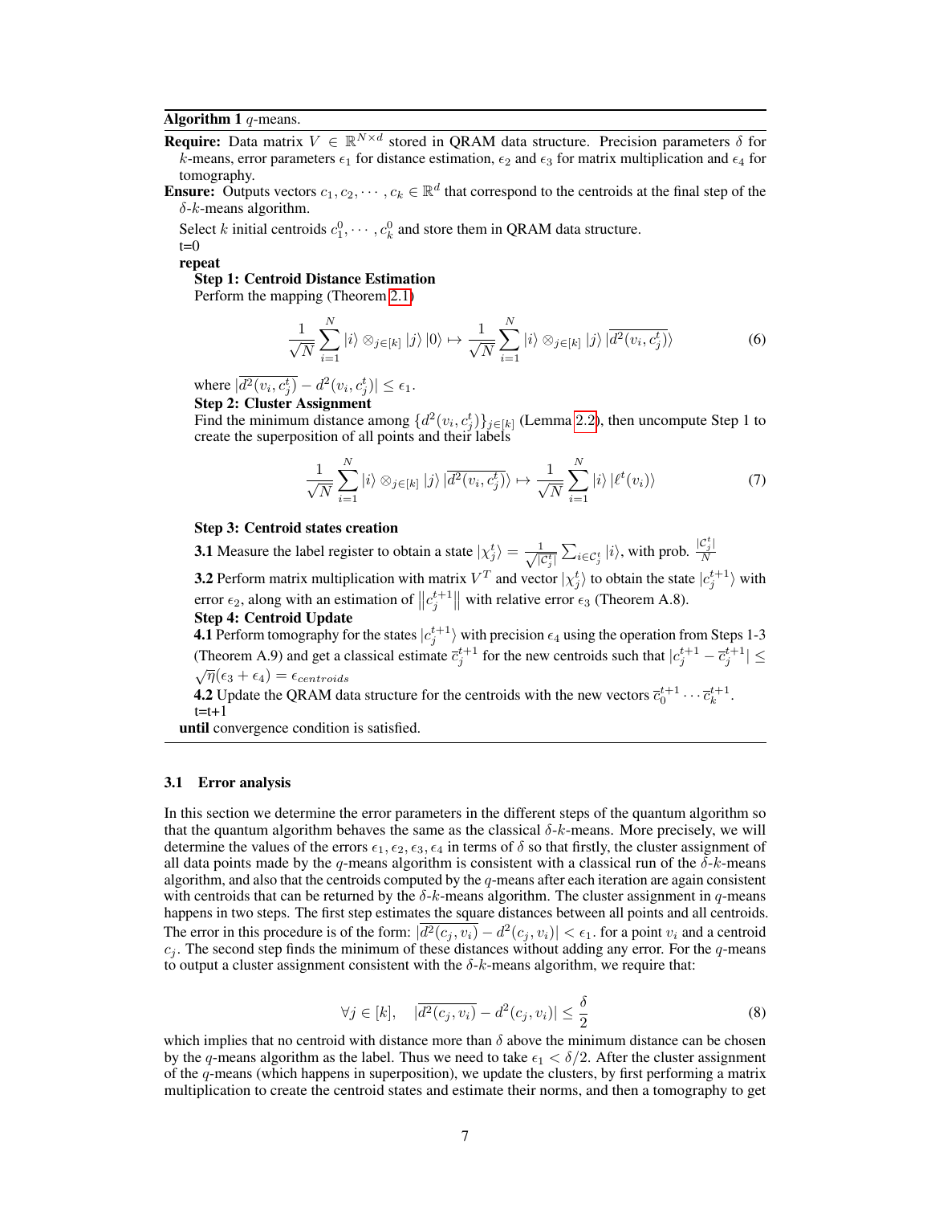**Algorithm 1** $q$-means.

**Require:** Data matrix $V \in \mathbb{R}^{N \times d}$ stored in QRAM data structure. Precision parameters $\delta$ for $k$-means, error parameters $\epsilon_1$ for distance estimation, $\epsilon_2$ and $\epsilon_3$ for matrix multiplication and $\epsilon_4$ for tomography.

**Ensure:** Outputs vectors $c_1, c_2, \cdots, c_k \in \mathbb{R}^d$ that correspond to the centroids at the final step of the $\delta$-$k$-means algorithm.

Select $k$ initial centroids $c_1^0, \cdots, c_k^0$ and store them in QRAM data structure.

t=0

**repeat**

**Step 1: Centroid Distance Estimation**

Perform the mapping (Theorem 2.1)

$$\frac{1}{\sqrt{N}} \sum_{i=1}^{N} |i\rangle \otimes_{j \in [k]} |j\rangle |0\rangle \mapsto \frac{1}{\sqrt{N}} \sum_{i=1}^{N} |i\rangle \otimes_{j \in [k]} |j\rangle |\overline{d^2(v_i, c_j^t)}\rangle \tag{6}$$

where $|\overline{d^2(v_i, c_j^t)} - d^2(v_i, c_j^t)| \leq \epsilon_1$.

**Step 2: Cluster Assignment**

Find the minimum distance among $\{d^2(v_i, c_j^t)\}_{j \in [k]}$ (Lemma 2.2), then uncompute Step 1 to create the superposition of all points and their labels

$$\frac{1}{\sqrt{N}} \sum_{i=1}^{N} |i\rangle \otimes_{j \in [k]} |j\rangle |\overline{d^2(v_i, c_j^t)}\rangle \mapsto \frac{1}{\sqrt{N}} \sum_{i=1}^{N} |i\rangle |\ell^t(v_i)\rangle \tag{7}$$

**Step 3: Centroid states creation**

**3.1** Measure the label register to obtain a state $|\chi_j^t\rangle = \frac{1}{\sqrt{|\mathcal{C}_j^t|}} \sum_{i \in \mathcal{C}_j^t} |i\rangle$, with prob. $\frac{|\mathcal{C}_j^t|}{N}$

**3.2** Perform matrix multiplication with matrix $V^T$ and vector $|\chi_j^t\rangle$ to obtain the state $|c_j^{t+1}\rangle$ with error $\epsilon_2$, along with an estimation of $\left\|c_j^{t+1}\right\|$ with relative error $\epsilon_3$ (Theorem A.8).

**Step 4: Centroid Update**

**4.1** Perform tomography for the states $|c_j^{t+1}\rangle$ with precision $\epsilon_4$ using the operation from Steps 1-3 (Theorem A.9) and get a classical estimate $\overline{c}_j^{t+1}$ for the new centroids such that $|c_j^{t+1} - \overline{c}_j^{t+1}| \leq \sqrt{\eta}(\epsilon_3 + \epsilon_4) = \epsilon_{centroids}$

**4.2** Update the QRAM data structure for the centroids with the new vectors $\overline{c}_0^{t+1} \cdots \overline{c}_k^{t+1}$.

t=t+1

**until** convergence condition is satisfied.

### 3.1 Error analysis

In this section we determine the error parameters in the different steps of the quantum algorithm so that the quantum algorithm behaves the same as the classical $\delta$-$k$-means. More precisely, we will determine the values of the errors $\epsilon_1, \epsilon_2, \epsilon_3, \epsilon_4$ in terms of $\delta$ so that firstly, the cluster assignment of all data points made by the $q$-means algorithm is consistent with a classical run of the $\delta$-$k$-means algorithm, and also that the centroids computed by the $q$-means after each iteration are again consistent with centroids that can be returned by the $\delta$-$k$-means algorithm. The cluster assignment in $q$-means happens in two steps. The first step estimates the square distances between all points and all centroids. The error in this procedure is of the form: $|\overline{d^2(c_j, v_i)} - d^2(c_j, v_i)| < \epsilon_1$. for a point $v_i$ and a centroid $c_j$. The second step finds the minimum of these distances without adding any error. For the $q$-means to output a cluster assignment consistent with the $\delta$-$k$-means algorithm, we require that:

$$\forall j \in [k], \quad |\overline{d^2(c_j, v_i)} - d^2(c_j, v_i)| \leq \frac{\delta}{2} \tag{8}$$

which implies that no centroid with distance more than $\delta$ above the minimum distance can be chosen by the $q$-means algorithm as the label. Thus we need to take $\epsilon_1 < \delta/2$. After the cluster assignment of the $q$-means (which happens in superposition), we update the clusters, by first performing a matrix multiplication to create the centroid states and estimate their norms, and then a tomography to get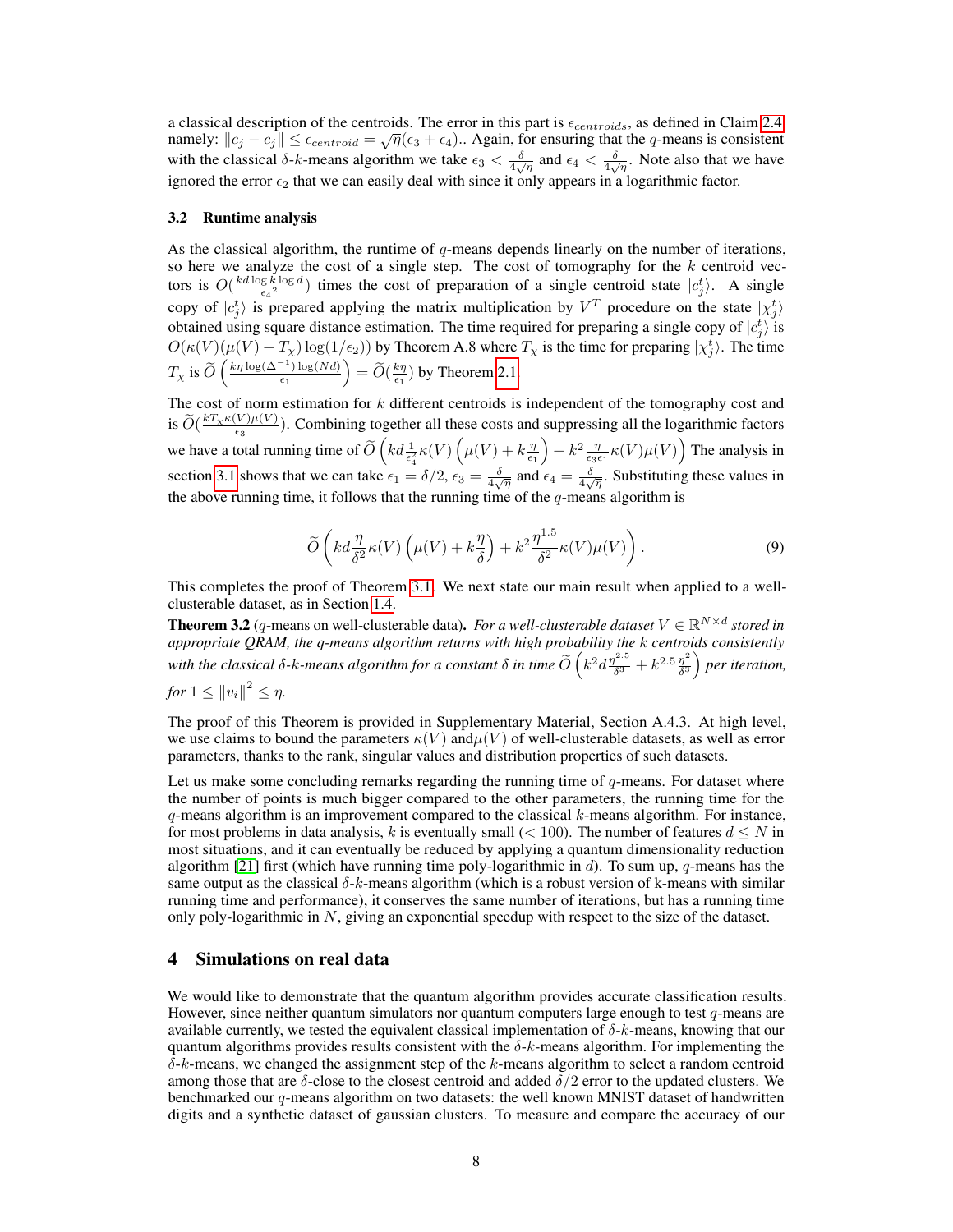a classical description of the centroids. The error in this part is $\epsilon_{centroids}$, as defined in Claim 2.4, namely: $\|\overline{c}_j - c_j\| \leq \epsilon_{centroid} = \sqrt{\eta}(\epsilon_3 + \epsilon_4)$.. Again, for ensuring that the $q$-means is consistent with the classical $\delta$-$k$-means algorithm we take $\epsilon_3 < \frac{\delta}{4\sqrt{\eta}}$ and $\epsilon_4 < \frac{\delta}{4\sqrt{\eta}}$. Note also that we have ignored the error $\epsilon_2$ that we can easily deal with since it only appears in a logarithmic factor.

### 3.2 Runtime analysis

As the classical algorithm, the runtime of $q$-means depends linearly on the number of iterations, so here we analyze the cost of a single step. The cost of tomography for the $k$ centroid vectors is $O(\frac{kd \log k \log d}{\epsilon_4{}^2})$ times the cost of preparation of a single centroid state $|c_j^t\rangle$. A single copy of $|c_j^t\rangle$ is prepared applying the matrix multiplication by $V^T$ procedure on the state $|\chi_j^t\rangle$ obtained using square distance estimation. The time required for preparing a single copy of $|c_j^t\rangle$ is $O(\kappa(V)(\mu(V) + T_\chi)\log(1/\epsilon_2))$ by Theorem A.8 where $T_\chi$ is the time for preparing $|\chi_j^t\rangle$. The time $T_\chi$ is $\widetilde{O}\left(\frac{k\eta \log(\Delta^{-1})\log(Nd)}{\epsilon_1}\right) = \widetilde{O}(\frac{k\eta}{\epsilon_1})$ by Theorem 2.1.

The cost of norm estimation for $k$ different centroids is independent of the tomography cost and is $\widetilde{O}(\frac{kT_\chi\kappa(V)\mu(V)}{\epsilon_3})$. Combining together all these costs and suppressing all the logarithmic factors we have a total running time of $\widetilde{O}\left(kd\frac{1}{\epsilon_4^2}\kappa(V)\left(\mu(V) + k\frac{\eta}{\epsilon_1}\right) + k^2\frac{\eta}{\epsilon_3\epsilon_1}\kappa(V)\mu(V)\right)$ The analysis in section 3.1 shows that we can take $\epsilon_1 = \delta/2$, $\epsilon_3 = \frac{\delta}{4\sqrt{\eta}}$ and $\epsilon_4 = \frac{\delta}{4\sqrt{\eta}}$. Substituting these values in the above running time, it follows that the running time of the $q$-means algorithm is

$$\widetilde{O}\left(kd\frac{\eta}{\delta^2}\kappa(V)\left(\mu(V) + k\frac{\eta}{\delta}\right) + k^2\frac{\eta^{1.5}}{\delta^2}\kappa(V)\mu(V)\right). \tag{9}$$

This completes the proof of Theorem 3.1. We next state our main result when applied to a well-clusterable dataset, as in Section 1.4.

**Theorem 3.2** ($q$-means on well-clusterable data). *For a well-clusterable dataset $V \in \mathbb{R}^{N\times d}$ stored in appropriate QRAM, the $q$-means algorithm returns with high probability the $k$ centroids consistently with the classical $\delta$-$k$-means algorithm for a constant $\delta$ in time $\widetilde{O}\left(k^2 d\frac{\eta^{2.5}}{\delta^3} + k^{2.5}\frac{\eta^2}{\delta^3}\right)$ per iteration, for $1 \leq \|v_i\|^2 \leq \eta$.*

The proof of this Theorem is provided in Supplementary Material, Section A.4.3. At high level, we use claims to bound the parameters $\kappa(V)$ and$\mu(V)$ of well-clusterable datasets, as well as error parameters, thanks to the rank, singular values and distribution properties of such datasets.

Let us make some concluding remarks regarding the running time of $q$-means. For dataset where the number of points is much bigger compared to the other parameters, the running time for the $q$-means algorithm is an improvement compared to the classical $k$-means algorithm. For instance, for most problems in data analysis, $k$ is eventually small ($< 100$). The number of features $d \leq N$ in most situations, and it can eventually be reduced by applying a quantum dimensionality reduction algorithm [21] first (which have running time poly-logarithmic in $d$). To sum up, $q$-means has the same output as the classical $\delta$-$k$-means algorithm (which is a robust version of k-means with similar running time and performance), it conserves the same number of iterations, but has a running time only poly-logarithmic in $N$, giving an exponential speedup with respect to the size of the dataset.

## 4 Simulations on real data

We would like to demonstrate that the quantum algorithm provides accurate classification results. However, since neither quantum simulators nor quantum computers large enough to test $q$-means are available currently, we tested the equivalent classical implementation of $\delta$-$k$-means, knowing that our quantum algorithms provides results consistent with the $\delta$-$k$-means algorithm. For implementing the $\delta$-$k$-means, we changed the assignment step of the $k$-means algorithm to select a random centroid among those that are $\delta$-close to the closest centroid and added $\delta/2$ error to the updated clusters. We benchmarked our $q$-means algorithm on two datasets: the well known MNIST dataset of handwritten digits and a synthetic dataset of gaussian clusters. To measure and compare the accuracy of our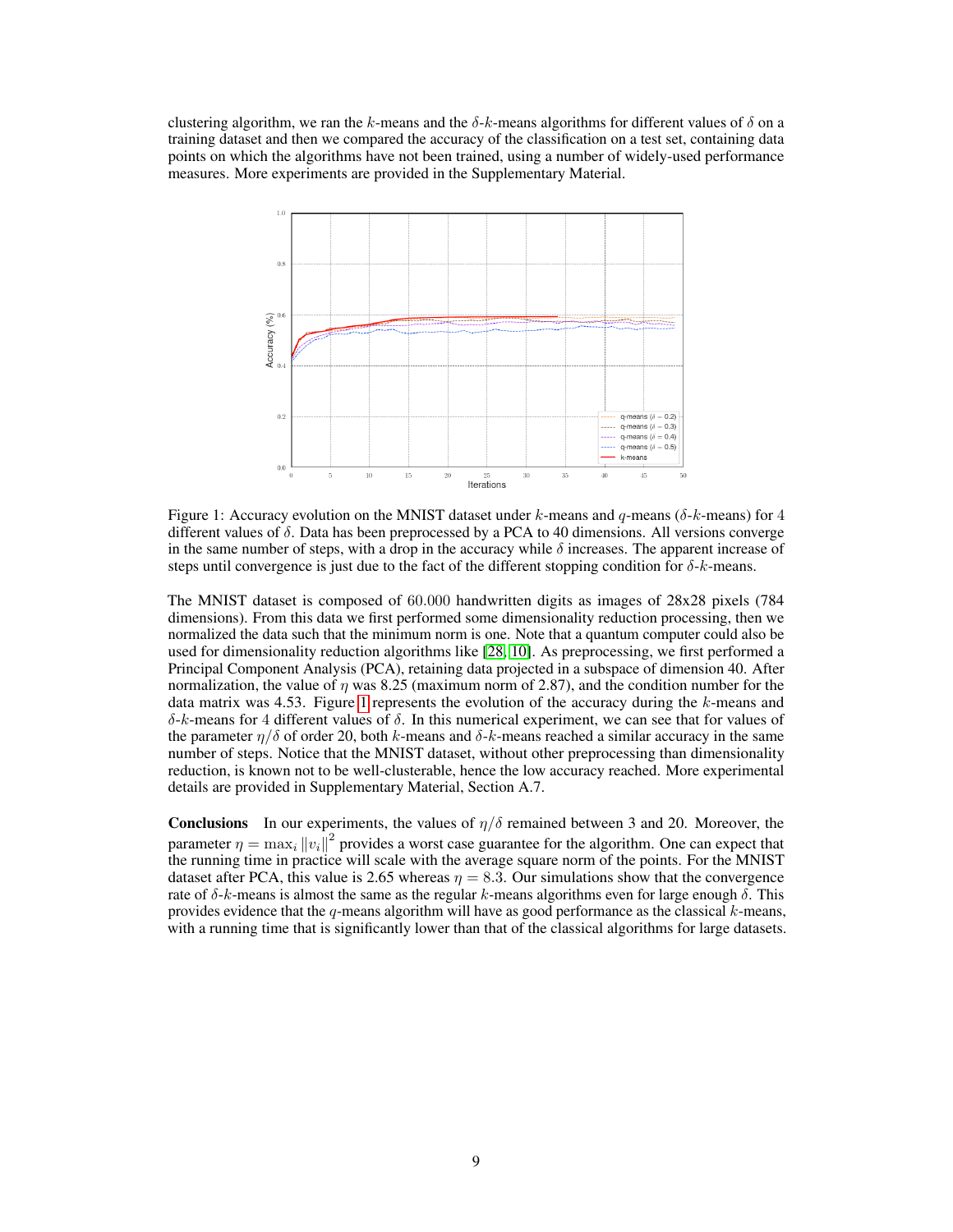clustering algorithm, we ran the $k$-means and the $\delta$-$k$-means algorithms for different values of $\delta$ on a training dataset and then we compared the accuracy of the classification on a test set, containing data points on which the algorithms have not been trained, using a number of widely-used performance measures. More experiments are provided in the Supplementary Material.

Figure 1: Accuracy evolution on the MNIST dataset under $k$-means and $q$-means ($\delta$-$k$-means) for 4 different values of $\delta$. Data has been preprocessed by a PCA to 40 dimensions. All versions converge in the same number of steps, with a drop in the accuracy while $\delta$ increases. The apparent increase of steps until convergence is just due to the fact of the different stopping condition for $\delta$-$k$-means.

The MNIST dataset is composed of 60.000 handwritten digits as images of 28x28 pixels (784 dimensions). From this data we first performed some dimensionality reduction processing, then we normalized the data such that the minimum norm is one. Note that a quantum computer could also be used for dimensionality reduction algorithms like [28, 10]. As preprocessing, we first performed a Principal Component Analysis (PCA), retaining data projected in a subspace of dimension 40. After normalization, the value of $\eta$ was 8.25 (maximum norm of 2.87), and the condition number for the data matrix was 4.53. Figure 1 represents the evolution of the accuracy during the $k$-means and $\delta$-$k$-means for 4 different values of $\delta$. In this numerical experiment, we can see that for values of the parameter $\eta/\delta$ of order 20, both $k$-means and $\delta$-$k$-means reached a similar accuracy in the same number of steps. Notice that the MNIST dataset, without other preprocessing than dimensionality reduction, is known not to be well-clusterable, hence the low accuracy reached. More experimental details are provided in Supplementary Material, Section A.7.

**Conclusions** In our experiments, the values of $\eta/\delta$ remained between 3 and 20. Moreover, the parameter $\eta = \max_i \|v_i\|^2$ provides a worst case guarantee for the algorithm. One can expect that the running time in practice will scale with the average square norm of the points. For the MNIST dataset after PCA, this value is 2.65 whereas $\eta = 8.3$. Our simulations show that the convergence rate of $\delta$-$k$-means is almost the same as the regular $k$-means algorithms even for large enough $\delta$. This provides evidence that the $q$-means algorithm will have as good performance as the classical $k$-means, with a running time that is significantly lower than that of the classical algorithms for large datasets.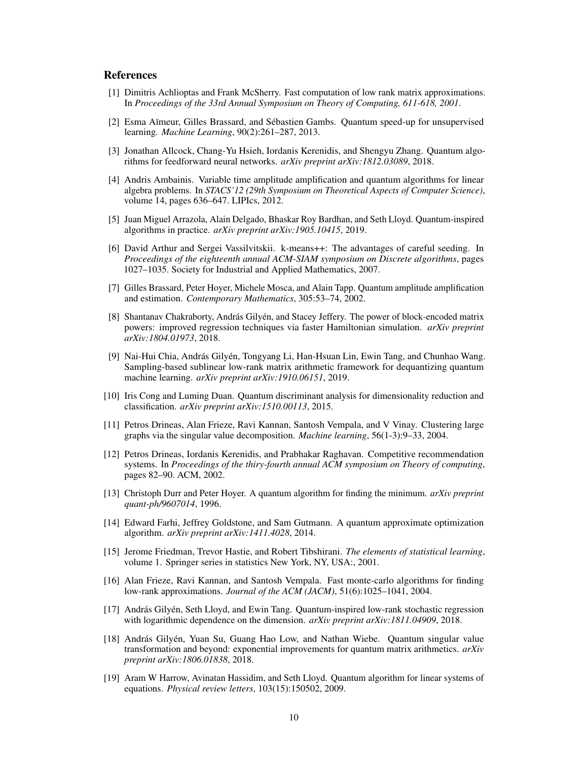## References

[1] Dimitris Achlioptas and Frank McSherry. Fast computation of low rank matrix approximations. In *Proceedings of the 33rd Annual Symposium on Theory of Computing, 611-618, 2001*.

[2] Esma Aïmeur, Gilles Brassard, and Sébastien Gambs. Quantum speed-up for unsupervised learning. *Machine Learning*, 90(2):261–287, 2013.

[3] Jonathan Allcock, Chang-Yu Hsieh, Iordanis Kerenidis, and Shengyu Zhang. Quantum algorithms for feedforward neural networks. *arXiv preprint arXiv:1812.03089*, 2018.

[4] Andris Ambainis. Variable time amplitude amplification and quantum algorithms for linear algebra problems. In *STACS'12 (29th Symposium on Theoretical Aspects of Computer Science)*, volume 14, pages 636–647. LIPIcs, 2012.

[5] Juan Miguel Arrazola, Alain Delgado, Bhaskar Roy Bardhan, and Seth Lloyd. Quantum-inspired algorithms in practice. *arXiv preprint arXiv:1905.10415*, 2019.

[6] David Arthur and Sergei Vassilvitskii. k-means++: The advantages of careful seeding. In *Proceedings of the eighteenth annual ACM-SIAM symposium on Discrete algorithms*, pages 1027–1035. Society for Industrial and Applied Mathematics, 2007.

[7] Gilles Brassard, Peter Hoyer, Michele Mosca, and Alain Tapp. Quantum amplitude amplification and estimation. *Contemporary Mathematics*, 305:53–74, 2002.

[8] Shantanav Chakraborty, András Gilyén, and Stacey Jeffery. The power of block-encoded matrix powers: improved regression techniques via faster Hamiltonian simulation. *arXiv preprint arXiv:1804.01973*, 2018.

[9] Nai-Hui Chia, András Gilyén, Tongyang Li, Han-Hsuan Lin, Ewin Tang, and Chunhao Wang. Sampling-based sublinear low-rank matrix arithmetic framework for dequantizing quantum machine learning. *arXiv preprint arXiv:1910.06151*, 2019.

[10] Iris Cong and Luming Duan. Quantum discriminant analysis for dimensionality reduction and classification. *arXiv preprint arXiv:1510.00113*, 2015.

[11] Petros Drineas, Alan Frieze, Ravi Kannan, Santosh Vempala, and V Vinay. Clustering large graphs via the singular value decomposition. *Machine learning*, 56(1-3):9–33, 2004.

[12] Petros Drineas, Iordanis Kerenidis, and Prabhakar Raghavan. Competitive recommendation systems. In *Proceedings of the thiry-fourth annual ACM symposium on Theory of computing*, pages 82–90. ACM, 2002.

[13] Christoph Durr and Peter Hoyer. A quantum algorithm for finding the minimum. *arXiv preprint quant-ph/9607014*, 1996.

[14] Edward Farhi, Jeffrey Goldstone, and Sam Gutmann. A quantum approximate optimization algorithm. *arXiv preprint arXiv:1411.4028*, 2014.

[15] Jerome Friedman, Trevor Hastie, and Robert Tibshirani. *The elements of statistical learning*, volume 1. Springer series in statistics New York, NY, USA:, 2001.

[16] Alan Frieze, Ravi Kannan, and Santosh Vempala. Fast monte-carlo algorithms for finding low-rank approximations. *Journal of the ACM (JACM)*, 51(6):1025–1041, 2004.

[17] András Gilyén, Seth Lloyd, and Ewin Tang. Quantum-inspired low-rank stochastic regression with logarithmic dependence on the dimension. *arXiv preprint arXiv:1811.04909*, 2018.

[18] András Gilyén, Yuan Su, Guang Hao Low, and Nathan Wiebe. Quantum singular value transformation and beyond: exponential improvements for quantum matrix arithmetics. *arXiv preprint arXiv:1806.01838*, 2018.

[19] Aram W Harrow, Avinatan Hassidim, and Seth Lloyd. Quantum algorithm for linear systems of equations. *Physical review letters*, 103(15):150502, 2009.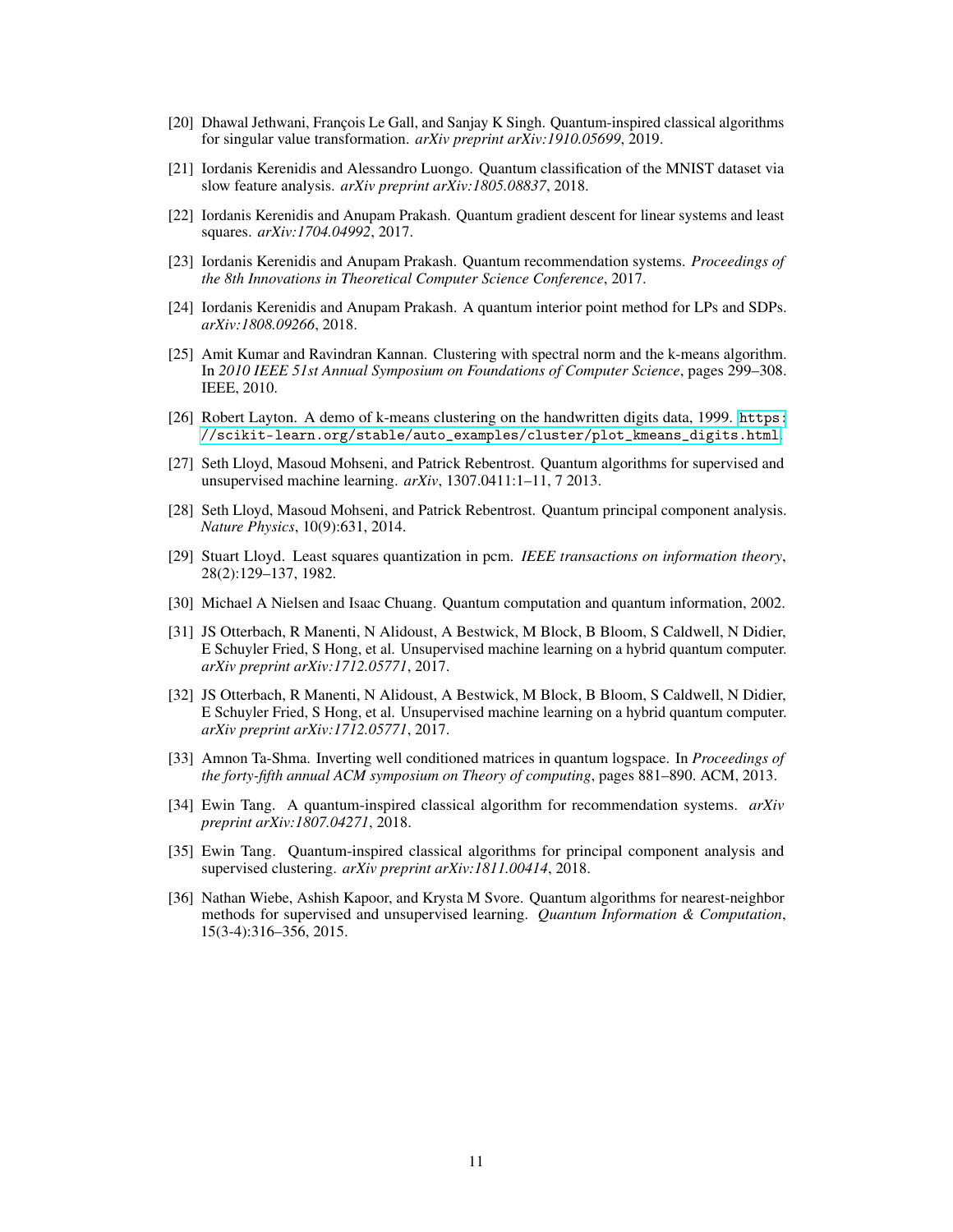[20] Dhawal Jethwani, François Le Gall, and Sanjay K Singh. Quantum-inspired classical algorithms for singular value transformation. *arXiv preprint arXiv:1910.05699*, 2019.

[21] Iordanis Kerenidis and Alessandro Luongo. Quantum classification of the MNIST dataset via slow feature analysis. *arXiv preprint arXiv:1805.08837*, 2018.

[22] Iordanis Kerenidis and Anupam Prakash. Quantum gradient descent for linear systems and least squares. *arXiv:1704.04992*, 2017.

[23] Iordanis Kerenidis and Anupam Prakash. Quantum recommendation systems. *Proceedings of the 8th Innovations in Theoretical Computer Science Conference*, 2017.

[24] Iordanis Kerenidis and Anupam Prakash. A quantum interior point method for LPs and SDPs. *arXiv:1808.09266*, 2018.

[25] Amit Kumar and Ravindran Kannan. Clustering with spectral norm and the k-means algorithm. In *2010 IEEE 51st Annual Symposium on Foundations of Computer Science*, pages 299–308. IEEE, 2010.

[26] Robert Layton. A demo of k-means clustering on the handwritten digits data, 1999. `https://scikit-learn.org/stable/auto_examples/cluster/plot_kmeans_digits.html`.

[27] Seth Lloyd, Masoud Mohseni, and Patrick Rebentrost. Quantum algorithms for supervised and unsupervised machine learning. *arXiv*, 1307.0411:1–11, 7 2013.

[28] Seth Lloyd, Masoud Mohseni, and Patrick Rebentrost. Quantum principal component analysis. *Nature Physics*, 10(9):631, 2014.

[29] Stuart Lloyd. Least squares quantization in pcm. *IEEE transactions on information theory*, 28(2):129–137, 1982.

[30] Michael A Nielsen and Isaac Chuang. Quantum computation and quantum information, 2002.

[31] JS Otterbach, R Manenti, N Alidoust, A Bestwick, M Block, B Bloom, S Caldwell, N Didier, E Schuyler Fried, S Hong, et al. Unsupervised machine learning on a hybrid quantum computer. *arXiv preprint arXiv:1712.05771*, 2017.

[32] JS Otterbach, R Manenti, N Alidoust, A Bestwick, M Block, B Bloom, S Caldwell, N Didier, E Schuyler Fried, S Hong, et al. Unsupervised machine learning on a hybrid quantum computer. *arXiv preprint arXiv:1712.05771*, 2017.

[33] Amnon Ta-Shma. Inverting well conditioned matrices in quantum logspace. In *Proceedings of the forty-fifth annual ACM symposium on Theory of computing*, pages 881–890. ACM, 2013.

[34] Ewin Tang. A quantum-inspired classical algorithm for recommendation systems. *arXiv preprint arXiv:1807.04271*, 2018.

[35] Ewin Tang. Quantum-inspired classical algorithms for principal component analysis and supervised clustering. *arXiv preprint arXiv:1811.00414*, 2018.

[36] Nathan Wiebe, Ashish Kapoor, and Krysta M Svore. Quantum algorithms for nearest-neighbor methods for supervised and unsupervised learning. *Quantum Information & Computation*, 15(3-4):316–356, 2015.